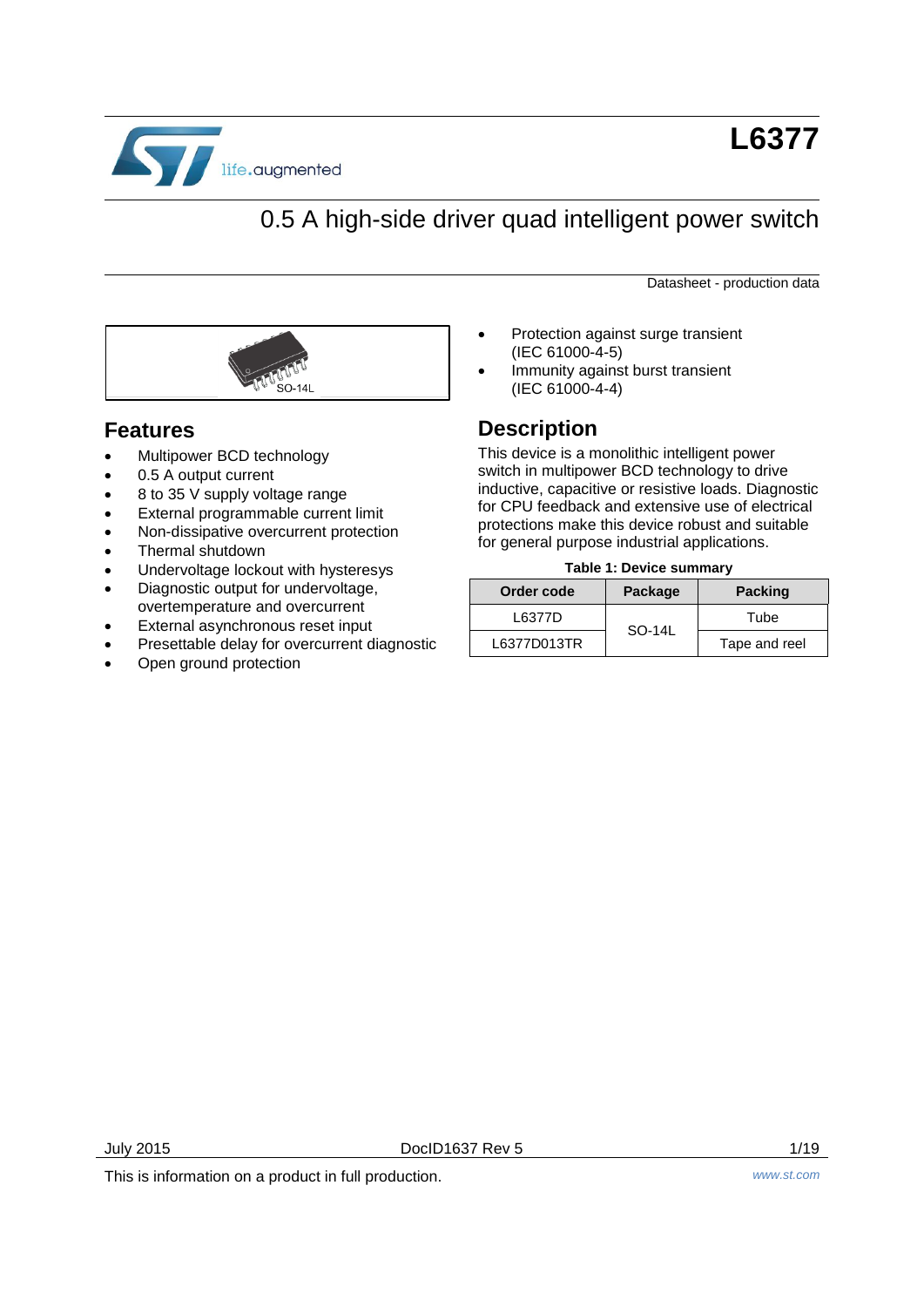# L6377

## 0.5 A high-side driver quad intelligent power switch

Datasheet - production data

SO-14L

## Features

- Multipower BCD technology
- 0.5 A output current
- 8 to 35 V supply voltage range
- External programmable current limit
- Non-dissipative overcurrent protection
- Thermal shutdown
- Undervoltage lockout with hysteresys
- Diagnostic output for undervoltage, overtemperature and overcurrent
- External asynchronous reset input
- Presettable delay for overcurrent diagnostic
- Open ground protection
- Protection against surge transient (IEC 61000-4-5)
- Immunity against burst transient (IEC 61000-4-4)

## Description

This device is a monolithic intelligent power switch in multipower BCD technology to drive inductive, capacitive or resistive loads. Diagnostic for CPU feedback and extensive use of electrical protections make this device robust and suitable for general purpose industrial applications.

**Table 1: Device summary**

| Order code | Package | Packing |
|---|---|---|
| L6377D | SO-14L | Tube |
| L6377D013TR | | Tape and reel |

July 2015 DocID1637 Rev 5

This is information on a product in full production.

www.st.com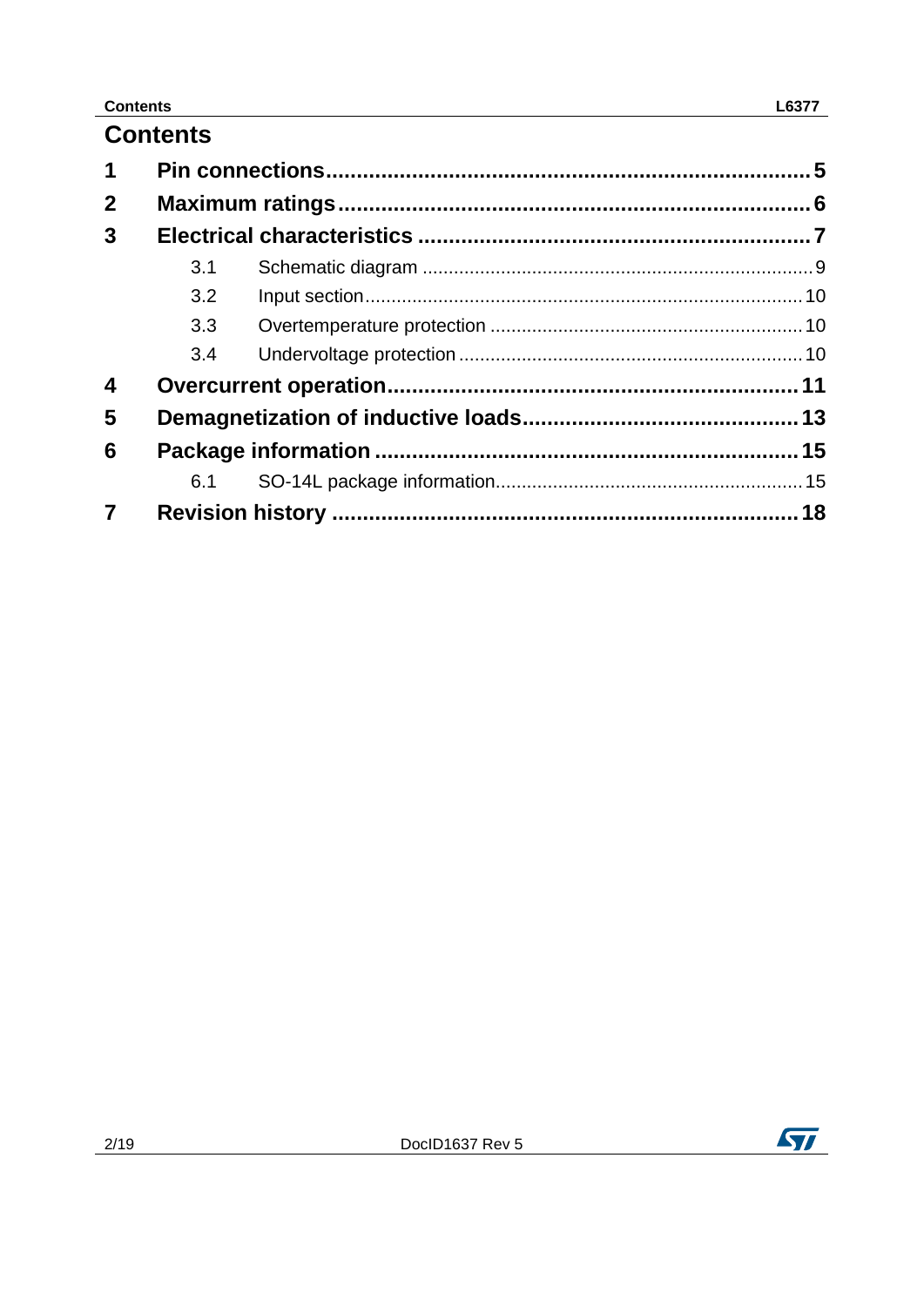# Contents

**1 Pin connections** .......... **5**

**2 Maximum ratings** .......... **6**

**3 Electrical characteristics** .......... **7**

- 3.1 Schematic diagram .......... 9
- 3.2 Input section .......... 10
- 3.3 Overtemperature protection .......... 10
- 3.4 Undervoltage protection .......... 10

**4 Overcurrent operation** .......... **11**

**5 Demagnetization of inductive loads** .......... **13**

**6 Package information** .......... **15**

- 6.1 SO-14L package information .......... 15

**7 Revision history** .......... **18**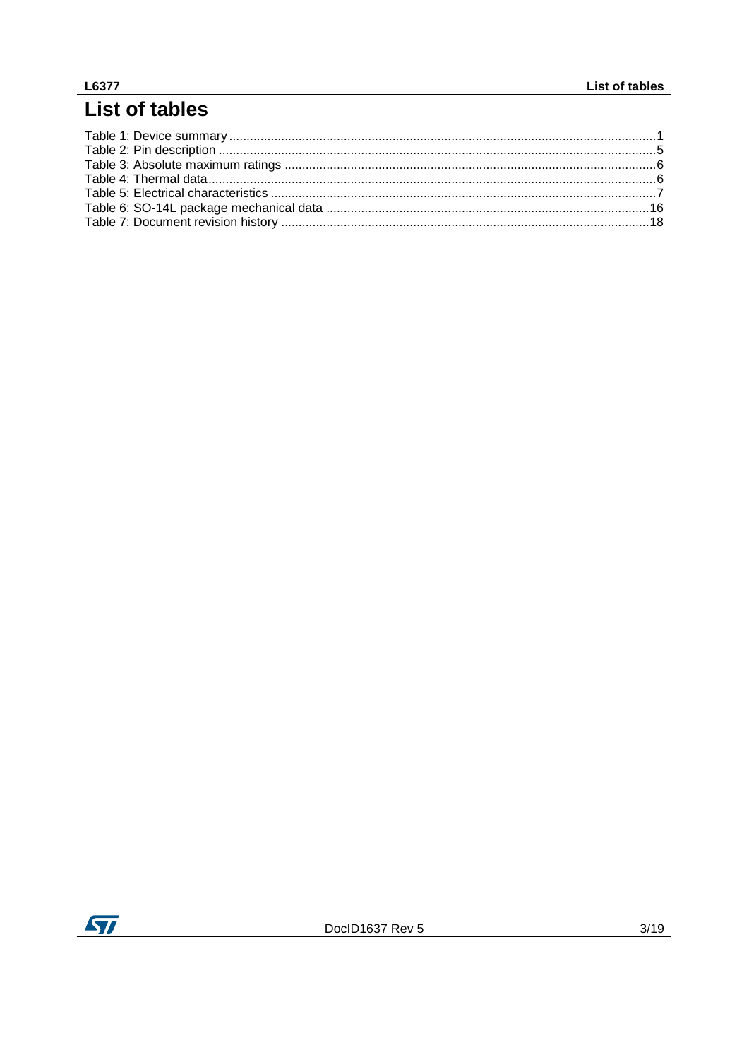# List of tables

Table 1: Device summary ..........1
Table 2: Pin description ..........5
Table 3: Absolute maximum ratings ..........6
Table 4: Thermal data..........6
Table 5: Electrical characteristics ..........7
Table 6: SO-14L package mechanical data ..........16
Table 7: Document revision history ..........18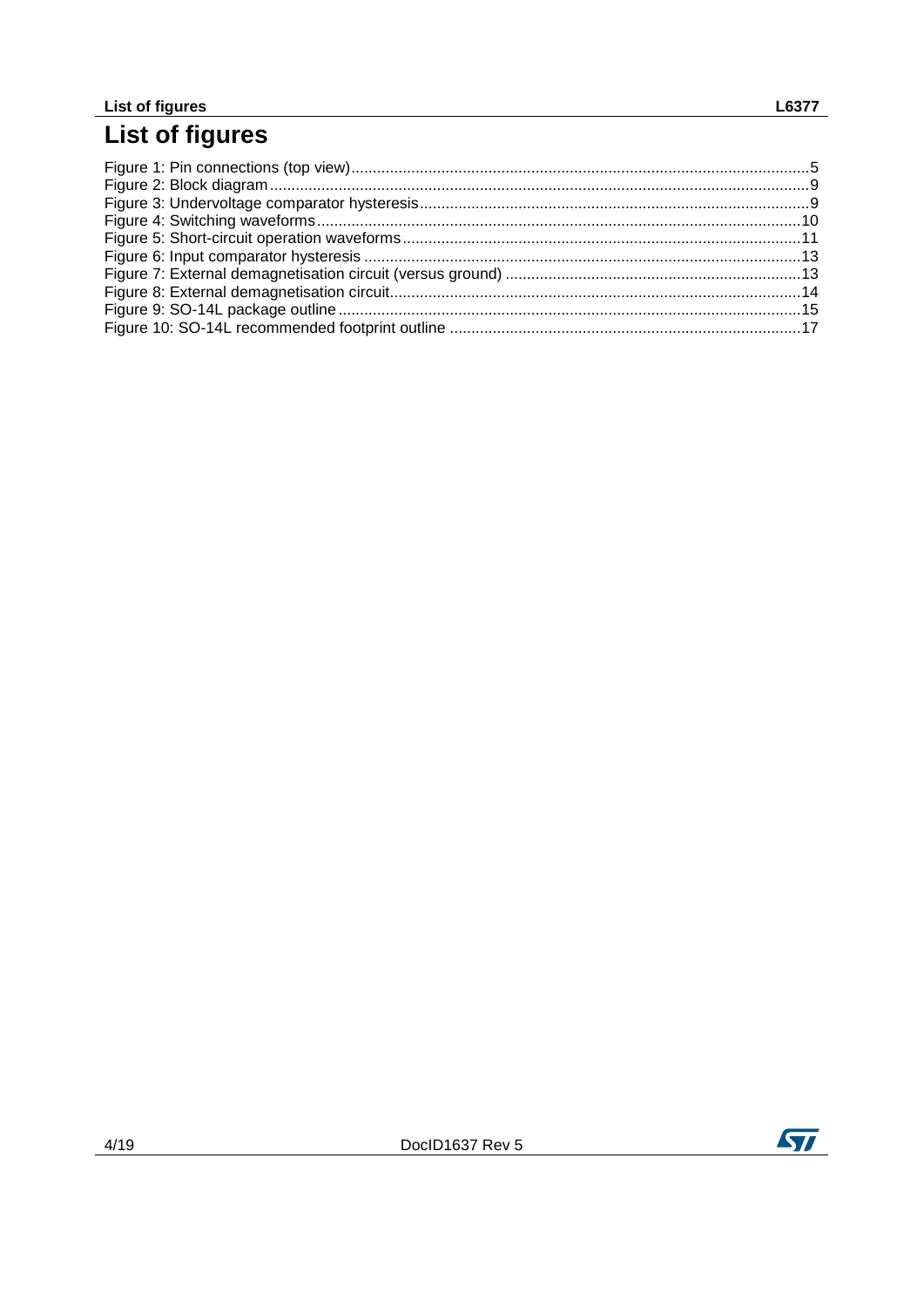# List of figures

Figure 1: Pin connections (top view) ..... 5
Figure 2: Block diagram ..... 9
Figure 3: Undervoltage comparator hysteresis ..... 9
Figure 4: Switching waveforms ..... 10
Figure 5: Short-circuit operation waveforms ..... 11
Figure 6: Input comparator hysteresis ..... 13
Figure 7: External demagnetisation circuit (versus ground) ..... 13
Figure 8: External demagnetisation circuit ..... 14
Figure 9: SO-14L package outline ..... 15
Figure 10: SO-14L recommended footprint outline ..... 17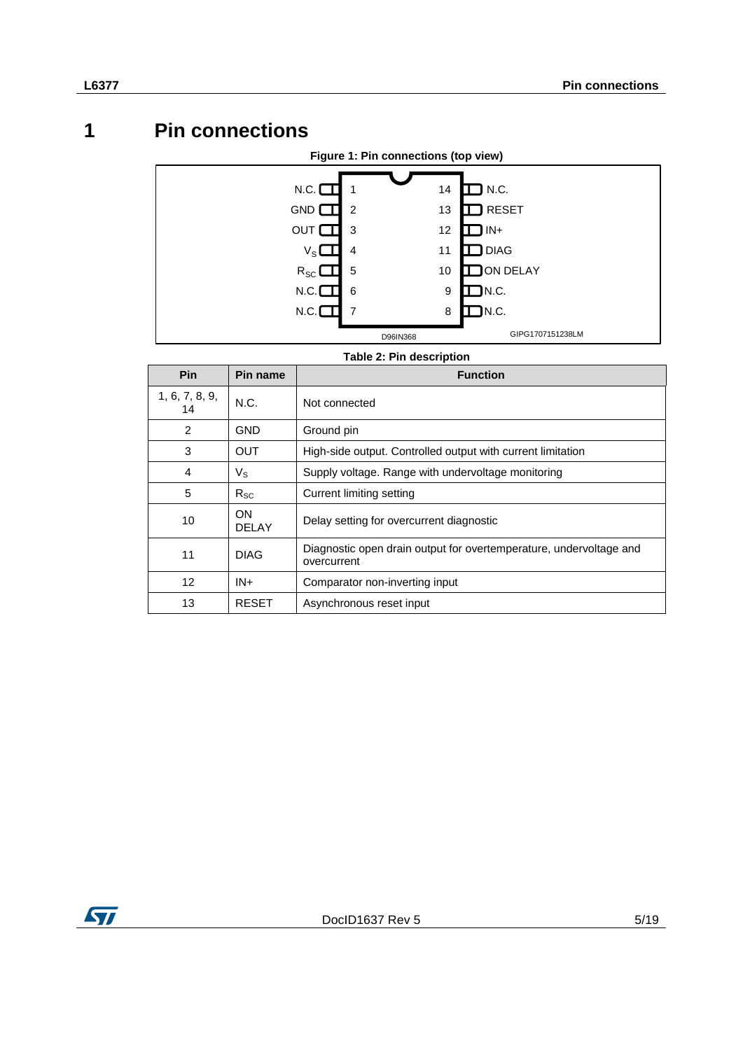# 1 Pin connections

**Figure 1: Pin connections (top view)**

| Pin name | Pin | Pin | Pin name |
|---|---|---|---|
| N.C. | 1 | 14 | N.C. |
| GND | 2 | 13 | RESET |
| OUT | 3 | 12 | IN+ |
| $V_S$ | 4 | 11 | DIAG |
| $R_{SC}$ | 5 | 10 | ON DELAY |
| N.C. | 6 | 9 | N.C. |
| N.C. | 7 | 8 | N.C. |

D96IN368

GIPG1707151238LM

**Table 2: Pin description**

| Pin | Pin name | Function |
|---|---|---|
| 1, 6, 7, 8, 9, 14 | N.C. | Not connected |
| 2 | GND | Ground pin |
| 3 | OUT | High-side output. Controlled output with current limitation |
| 4 | $V_S$ | Supply voltage. Range with undervoltage monitoring |
| 5 | $R_{SC}$ | Current limiting setting |
| 10 | ON DELAY | Delay setting for overcurrent diagnostic |
| 11 | DIAG | Diagnostic open drain output for overtemperature, undervoltage and overcurrent |
| 12 | IN+ | Comparator non-inverting input |
| 13 | RESET | Asynchronous reset input |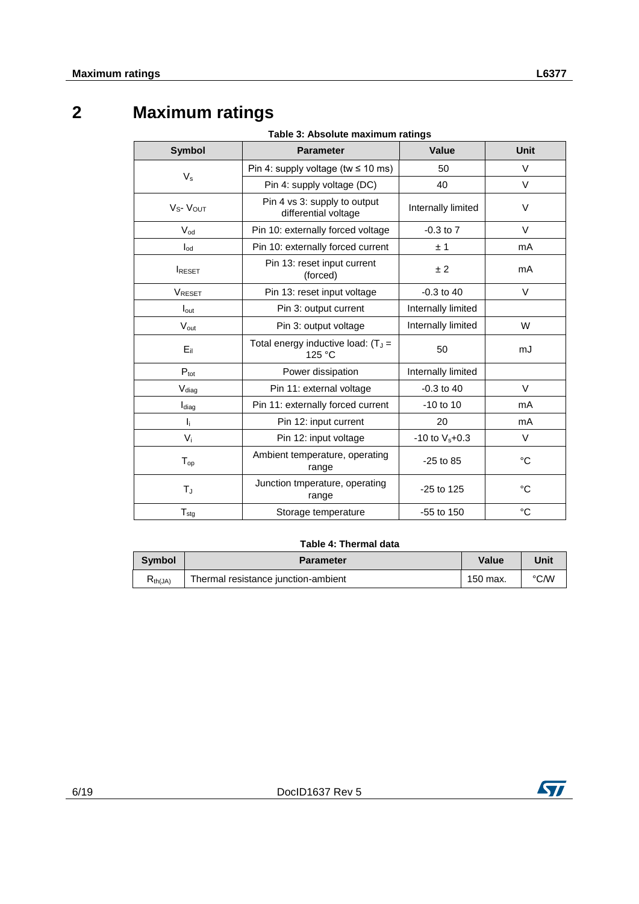# 2 Maximum ratings

**Table 3: Absolute maximum ratings**

| Symbol | Parameter | Value | Unit |
|---|---|---|---|
| $V_s$ | Pin 4: supply voltage (tw ≤ 10 ms) | 50 | V |
| | Pin 4: supply voltage (DC) | 40 | V |
| $V_S$- $V_{OUT}$ | Pin 4 vs 3: supply to output differential voltage | Internally limited | V |
| $V_{od}$ | Pin 10: externally forced voltage | -0.3 to 7 | V |
| $I_{od}$ | Pin 10: externally forced current | ± 1 | mA |
| $I_{RESET}$ | Pin 13: reset input current (forced) | ± 2 | mA |
| $V_{RESET}$ | Pin 13: reset input voltage | -0.3 to 40 | V |
| $I_{out}$ | Pin 3: output current | Internally limited | |
| $V_{out}$ | Pin 3: output voltage | Internally limited | W |
| $E_{il}$ | Total energy inductive load: ($T_J$ = 125 °C | 50 | mJ |
| $P_{tot}$ | Power dissipation | Internally limited | |
| $V_{diag}$ | Pin 11: external voltage | -0.3 to 40 | V |
| $I_{diag}$ | Pin 11: externally forced current | -10 to 10 | mA |
| $I_i$ | Pin 12: input current | 20 | mA |
| $V_i$ | Pin 12: input voltage | -10 to $V_s$+0.3 | V |
| $T_{op}$ | Ambient temperature, operating range | -25 to 85 | °C |
| $T_J$ | Junction tmperature, operating range | -25 to 125 | °C |
| $T_{stg}$ | Storage temperature | -55 to 150 | °C |

**Table 4: Thermal data**

| Symbol | Parameter | Value | Unit |
|---|---|---|---|
| $R_{th(JA)}$ | Thermal resistance junction-ambient | 150 max. | °C/W |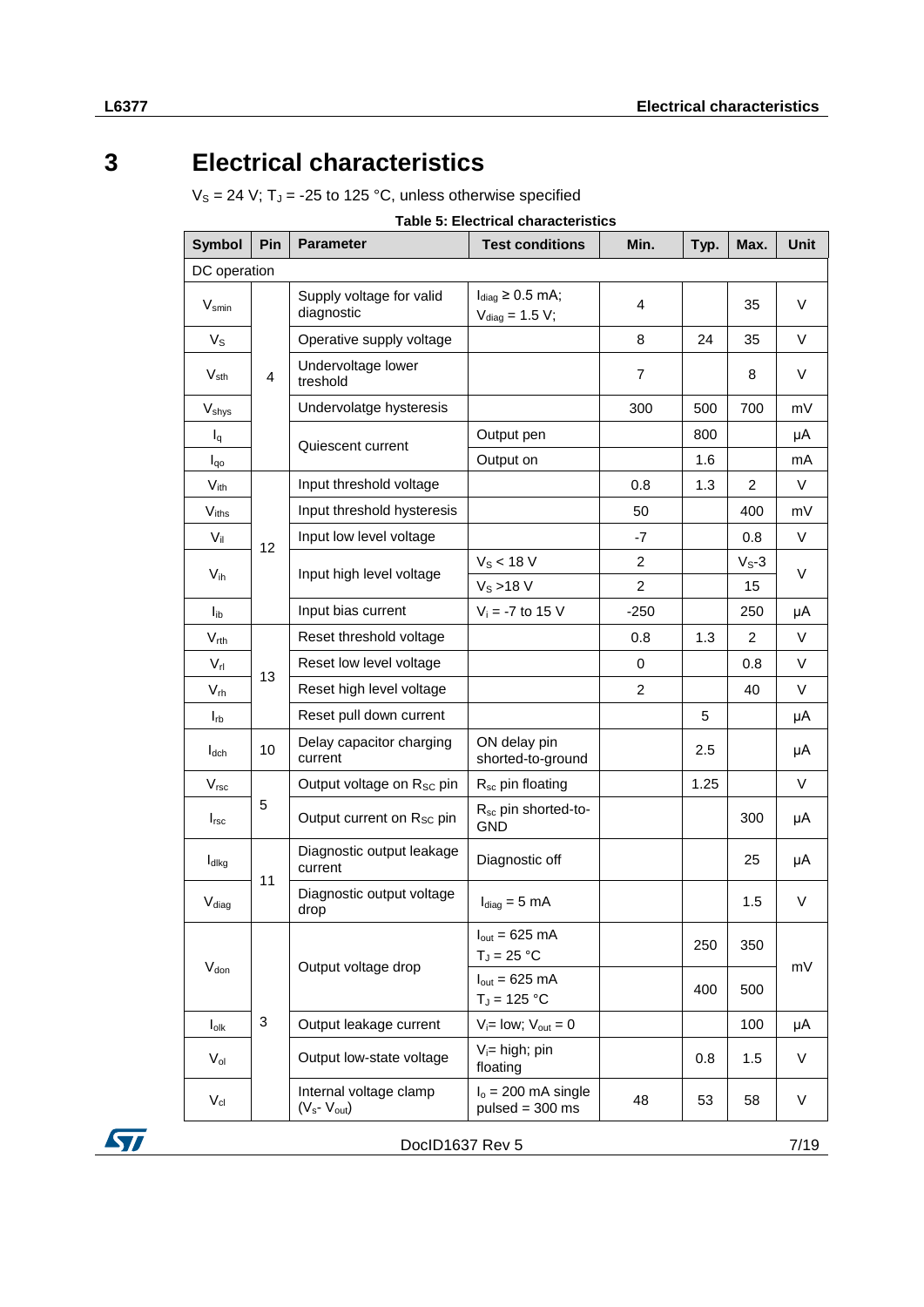# 3 Electrical characteristics

$V_S$ = 24 V; $T_J$ = -25 to 125 °C, unless otherwise specified

**Table 5: Electrical characteristics**

| Symbol | Pin | Parameter | Test conditions | Min. | Typ. | Max. | Unit |
|---|---|---|---|---|---|---|---|
| DC operation | | | | | | | |
| $V_{smin}$ | 4 | Supply voltage for valid diagnostic | $I_{diag}$ ≥ 0.5 mA; $V_{diag}$ = 1.5 V; | 4 | | 35 | V |
| $V_S$ | 4 | Operative supply voltage | | 8 | 24 | 35 | V |
| $V_{sth}$ | 4 | Undervoltage lower treshold | | 7 | | 8 | V |
| $V_{shys}$ | 4 | Undervolatge hysteresis | | 300 | 500 | 700 | mV |
| $I_q$ | 4 | Quiescent current | Output pen | | 800 | | µA |
| $I_{qo}$ | 4 | Quiescent current | Output on | | 1.6 | | mA |
| $V_{ith}$ | 12 | Input threshold voltage | | 0.8 | 1.3 | 2 | V |
| $V_{iths}$ | 12 | Input threshold hysteresis | | 50 | | 400 | mV |
| $V_{il}$ | 12 | Input low level voltage | | -7 | | 0.8 | V |
| $V_{ih}$ | 12 | Input high level voltage | $V_S$ < 18 V | 2 | | $V_S$-3 | V |
| | | | $V_S$ >18 V | 2 | | 15 | V |
| $I_{ib}$ | 12 | Input bias current | $V_i$ = -7 to 15 V | -250 | | 250 | µA |
| $V_{rth}$ | 13 | Reset threshold voltage | | 0.8 | 1.3 | 2 | V |
| $V_{rl}$ | 13 | Reset low level voltage | | 0 | | 0.8 | V |
| $V_{rh}$ | 13 | Reset high level voltage | | 2 | | 40 | V |
| $I_{rb}$ | 13 | Reset pull down current | | | 5 | | µA |
| $I_{dch}$ | 10 | Delay capacitor charging current | ON delay pin shorted-to-ground | | 2.5 | | µA |
| $V_{rsc}$ | 5 | Output voltage on $R_{SC}$ pin | $R_{sc}$ pin floating | | 1.25 | | V |
| $I_{rsc}$ | 5 | Output current on $R_{SC}$ pin | $R_{sc}$ pin shorted-to-GND | | | 300 | µA |
| $I_{dlkg}$ | 11 | Diagnostic output leakage current | Diagnostic off | | | 25 | µA |
| $V_{diag}$ | 11 | Diagnostic output voltage drop | $I_{diag}$ = 5 mA | | | 1.5 | V |
| $V_{don}$ | 3 | Output voltage drop | $I_{out}$ = 625 mA $T_J$ = 25 °C | | 250 | 350 | mV |
| | | | $I_{out}$ = 625 mA $T_J$ = 125 °C | | 400 | 500 | mV |
| $I_{olk}$ | 3 | Output leakage current | $V_i$= low; $V_{out}$ = 0 | | | 100 | µA |
| $V_{ol}$ | 3 | Output low-state voltage | $V_i$= high; pin floating | | 0.8 | 1.5 | V |
| $V_{cl}$ | 3 | Internal voltage clamp ($V_s$- $V_{out}$) | $I_o$ = 200 mA single pulsed = 300 ms | 48 | 53 | 58 | V |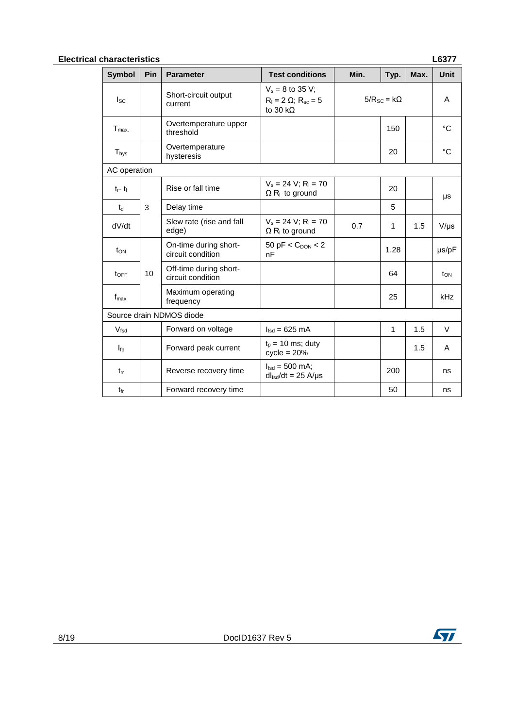| Symbol | Pin | Parameter | Test conditions | Min. | Typ. | Max. | Unit |
|---|---|---|---|---|---|---|---|
| $I_{SC}$ | | Short-circuit output current | $V_s$ = 8 to 35 V; $R_l$ = 2 Ω; $R_{sc}$ = 5 to 30 kΩ | | $5/R_{SC}$ = kΩ | | A |
| $T_{max.}$ | | Overtemperature upper threshold | | | 150 | | °C |
| $T_{hys}$ | | Overtemperature hysteresis | | | 20 | | °C |
| AC operation | | | | | | | |
| $t_r$- $t_f$ | 3 | Rise or fall time | $V_s$ = 24 V; $R_l$ = 70 Ω $R_l$ to ground | | 20 | | µs |
| $t_d$ | 3 | Delay time | | | 5 | | µs |
| dV/dt | 3 | Slew rate (rise and fall edge) | $V_s$ = 24 V; $R_l$ = 70 Ω $R_l$ to ground | 0.7 | 1 | 1.5 | V/µs |
| $t_{ON}$ | 10 | On-time during short-circuit condition | 50 pF < $C_{DON}$ < 2 nF | | 1.28 | | µs/pF |
| $t_{OFF}$ | 10 | Off-time during short-circuit condition | | | 64 | | $t_{ON}$ |
| $f_{max.}$ | 10 | Maximum operating frequency | | | 25 | | kHz |
| Source drain NDMOS diode | | | | | | | |
| $V_{fsd}$ | | Forward on voltage | $I_{fsd}$ = 625 mA | | 1 | 1.5 | V |
| $I_{fp}$ | | Forward peak current | $t_p$ = 10 ms; duty cycle = 20% | | | 1.5 | A |
| $t_{rr}$ | | Reverse recovery time | $I_{fsd}$ = 500 mA; $dI_{fsd}/dt$ = 25 A/µs | | 200 | | ns |
| $t_{fr}$ | | Forward recovery time | | | 50 | | ns |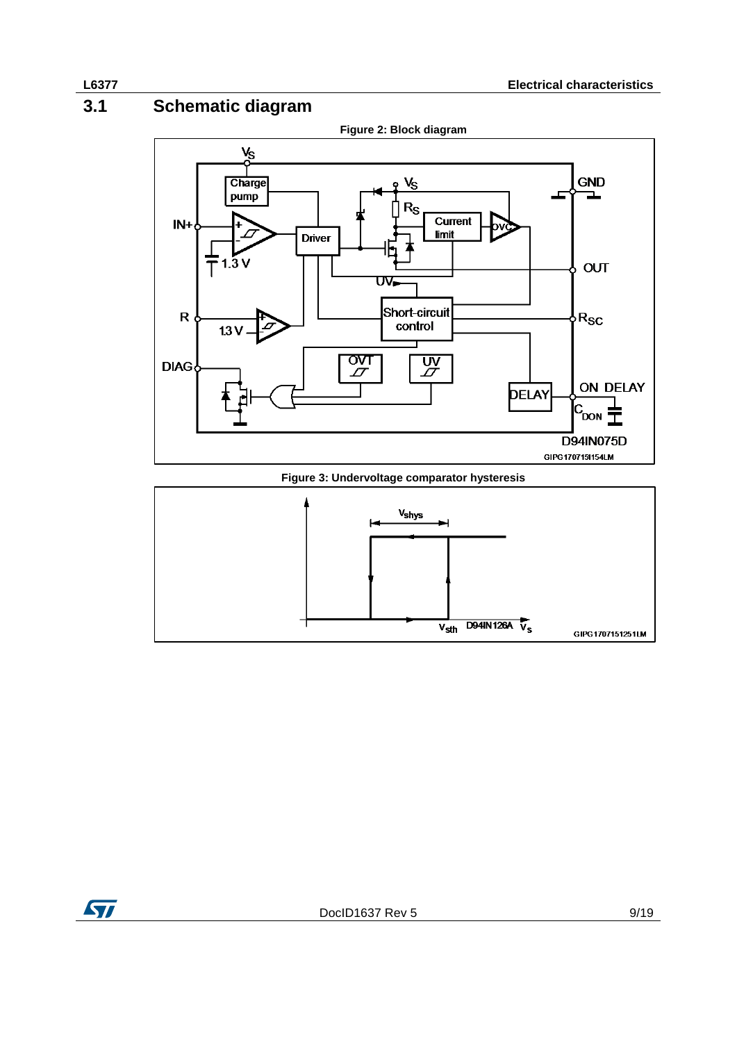## 3.1 Schematic diagram

**Figure 2: Block diagram**

**Figure 3: Undervoltage comparator hysteresis**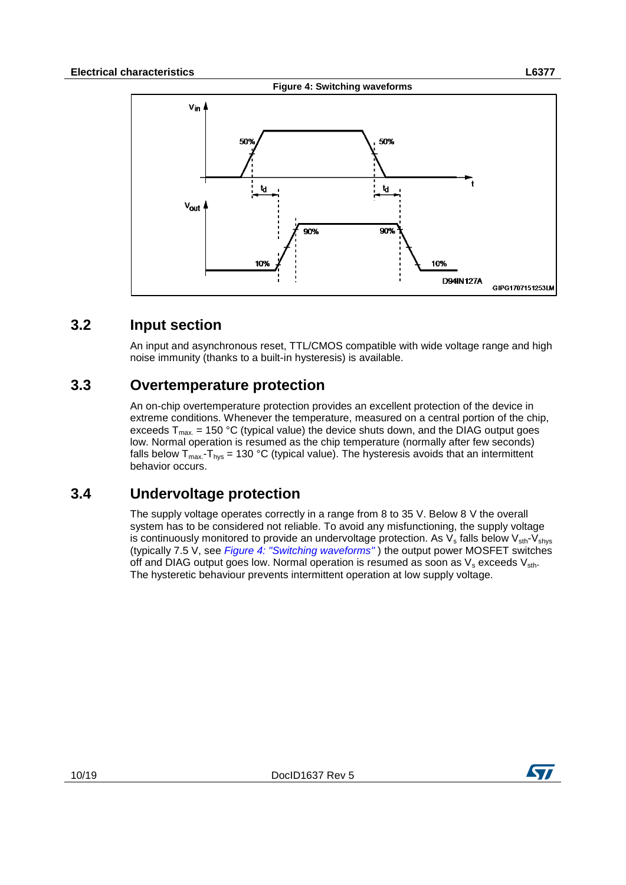**Figure 4: Switching waveforms**

## 3.2 Input section

An input and asynchronous reset, TTL/CMOS compatible with wide voltage range and high noise immunity (thanks to a built-in hysteresis) is available.

## 3.3 Overtemperature protection

An on-chip overtemperature protection provides an excellent protection of the device in extreme conditions. Whenever the temperature, measured on a central portion of the chip, exceeds $T_{max.}$ = 150 °C (typical value) the device shuts down, and the DIAG output goes low. Normal operation is resumed as the chip temperature (normally after few seconds) falls below $T_{max.}$-$T_{hys}$ = 130 °C (typical value). The hysteresis avoids that an intermittent behavior occurs.

## 3.4 Undervoltage protection

The supply voltage operates correctly in a range from 8 to 35 V. Below 8 V the overall system has to be considered not reliable. To avoid any misfunctioning, the supply voltage is continuously monitored to provide an undervoltage protection. As $V_s$ falls below $V_{sth}$-$V_{shys}$ (typically 7.5 V, see *Figure 4: "Switching waveforms"* ) the output power MOSFET switches off and DIAG output goes low. Normal operation is resumed as soon as $V_s$ exceeds $V_{sth}$. The hysteretic behaviour prevents intermittent operation at low supply voltage.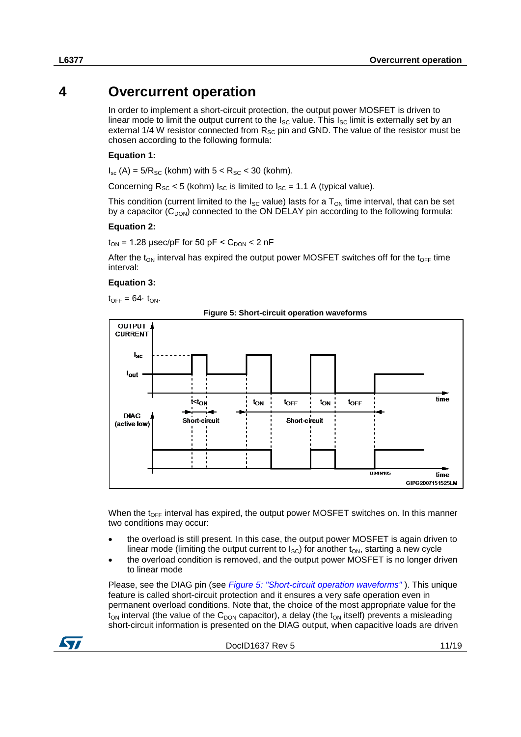# 4 Overcurrent operation

In order to implement a short-circuit protection, the output power MOSFET is driven to linear mode to limit the output current to the $I_{SC}$ value. This $I_{SC}$ limit is externally set by an external 1/4 W resistor connected from $R_{SC}$ pin and GND. The value of the resistor must be chosen according to the following formula:

**Equation 1:**

$I_{sc}$ (A) = $5/R_{SC}$ (kohm) with $5 < R_{SC} < 30$ (kohm).

Concerning $R_{SC} < 5$ (kohm) $I_{SC}$ is limited to $I_{SC}$ = 1.1 A (typical value).

This condition (current limited to the $I_{SC}$ value) lasts for a $T_{ON}$ time interval, that can be set by a capacitor ($C_{DON}$) connected to the ON DELAY pin according to the following formula:

**Equation 2:**

$t_{ON}$ = 1.28 µsec/pF for 50 pF < $C_{DON}$ < 2 nF

After the $t_{ON}$ interval has expired the output power MOSFET switches off for the $t_{OFF}$ time interval:

**Equation 3:**

$t_{OFF} = 64 \cdot t_{ON}$.

**Figure 5: Short-circuit operation waveforms**

When the $t_{OFF}$ interval has expired, the output power MOSFET switches on. In this manner two conditions may occur:

- the overload is still present. In this case, the output power MOSFET is again driven to linear mode (limiting the output current to $I_{SC}$) for another $t_{ON}$, starting a new cycle
- the overload condition is removed, and the output power MOSFET is no longer driven to linear mode

Please, see the DIAG pin (see *Figure 5: "Short-circuit operation waveforms"* ). This unique feature is called short-circuit protection and it ensures a very safe operation even in permanent overload conditions. Note that, the choice of the most appropriate value for the $t_{ON}$ interval (the value of the $C_{DON}$ capacitor), a delay (the $t_{ON}$ itself) prevents a misleading short-circuit information is presented on the DIAG output, when capacitive loads are driven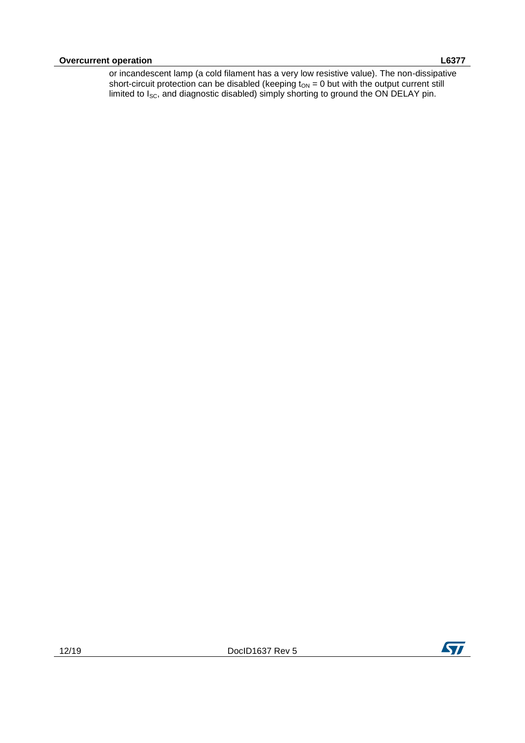or incandescent lamp (a cold filament has a very low resistive value). The non-dissipative short-circuit protection can be disabled (keeping $t_{ON} = 0$ but with the output current still limited to $I_{SC}$, and diagnostic disabled) simply shorting to ground the ON DELAY pin.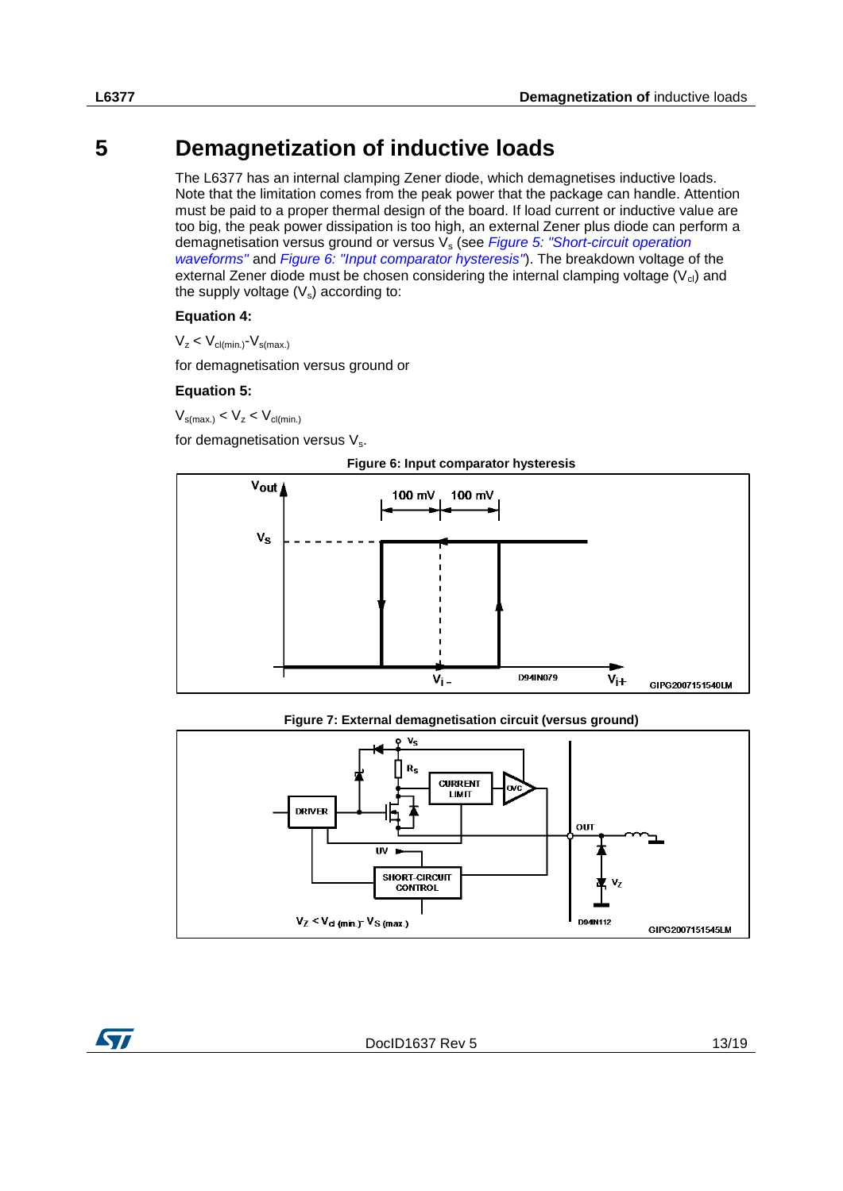# 5 Demagnetization of inductive loads

The L6377 has an internal clamping Zener diode, which demagnetises inductive loads. Note that the limitation comes from the peak power that the package can handle. Attention must be paid to a proper thermal design of the board. If load current or inductive value are too big, the peak power dissipation is too high, an external Zener plus diode can perform a demagnetisation versus ground or versus $V_s$ (see *Figure 5: "Short-circuit operation waveforms"* and *Figure 6: "Input comparator hysteresis"*). The breakdown voltage of the external Zener diode must be chosen considering the internal clamping voltage ($V_{cl}$) and the supply voltage ($V_s$) according to:

**Equation 4:**

$V_z < V_{cl(min.)} - V_{s(max.)}$

for demagnetisation versus ground or

**Equation 5:**

$V_{s(max.)} < V_z < V_{cl(min.)}$

for demagnetisation versus $V_s$.

**Figure 6: Input comparator hysteresis**

**Figure 7: External demagnetisation circuit (versus ground)**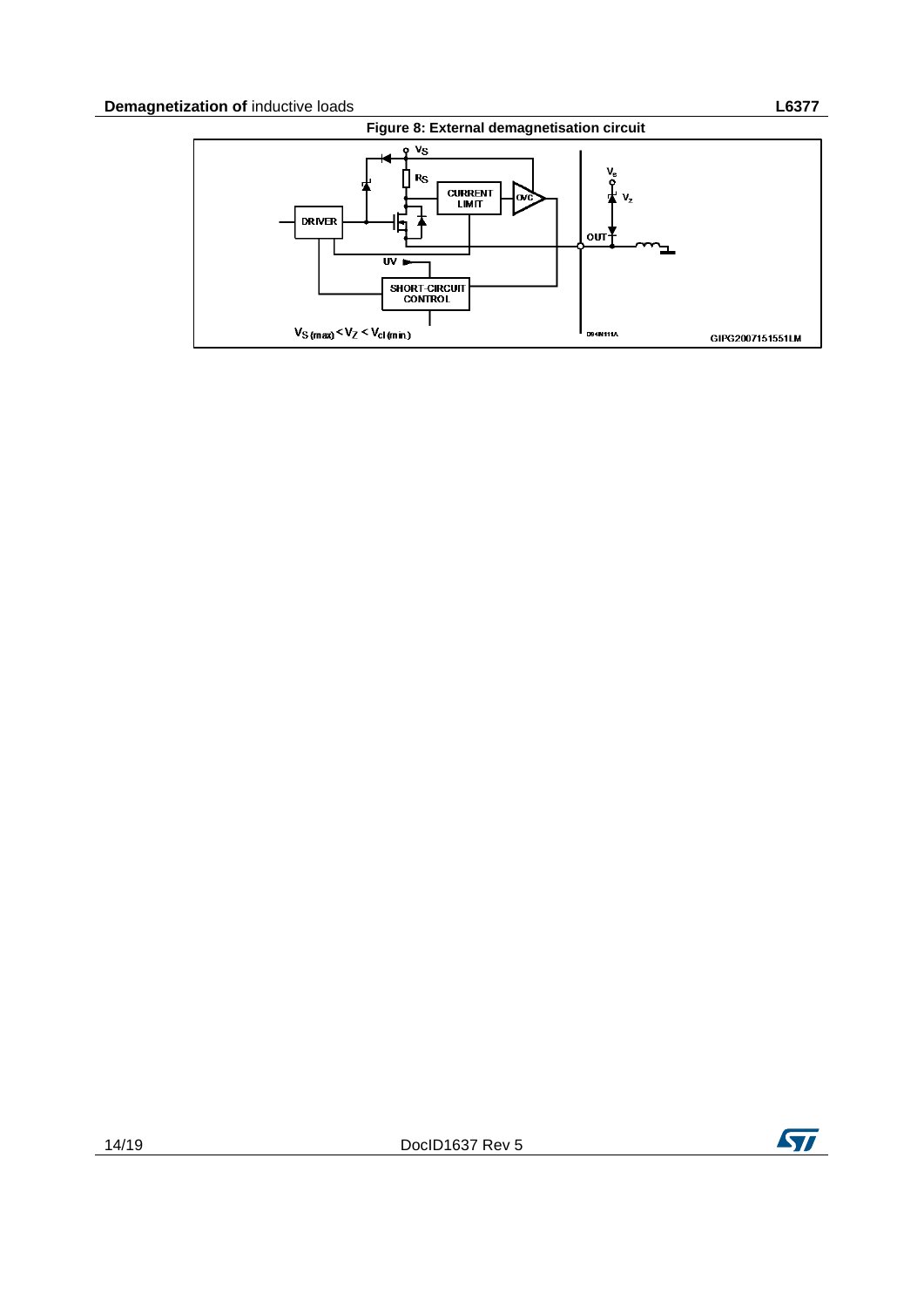Figure 8: External demagnetisation circuit

$V_{S (max)} < V_Z < V_{cl (min)}$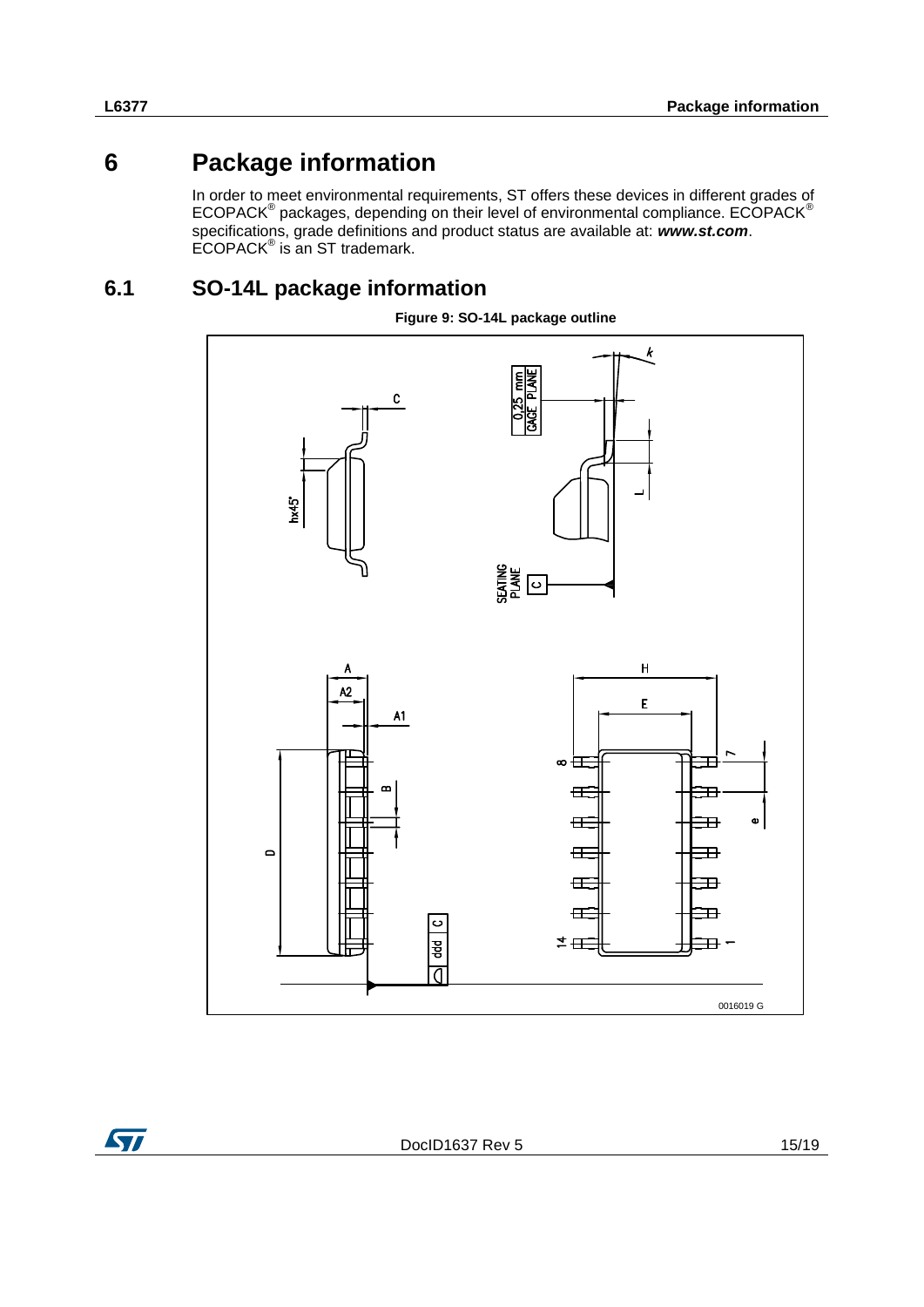# 6 Package information

In order to meet environmental requirements, ST offers these devices in different grades of ECOPACK® packages, depending on their level of environmental compliance. ECOPACK® specifications, grade definitions and product status are available at: ***www.st.com***. ECOPACK® is an ST trademark.

## 6.1 SO-14L package information

**Figure 9: SO-14L package outline**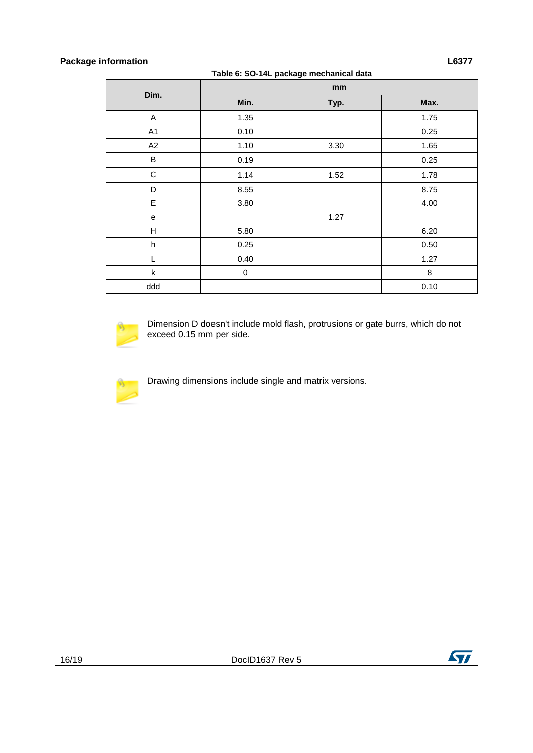Table 6: SO-14L package mechanical data

| Dim. | mm | | |
|---|---|---|---|
| | Min. | Typ. | Max. |
| A | 1.35 | | 1.75 |
| A1 | 0.10 | | 0.25 |
| A2 | 1.10 | 3.30 | 1.65 |
| B | 0.19 | | 0.25 |
| C | 1.14 | 1.52 | 1.78 |
| D | 8.55 | | 8.75 |
| E | 3.80 | | 4.00 |
| e | | 1.27 | |
| H | 5.80 | | 6.20 |
| h | 0.25 | | 0.50 |
| L | 0.40 | | 1.27 |
| k | 0 | | 8 |
| ddd | | | 0.10 |

Dimension D doesn't include mold flash, protrusions or gate burrs, which do not exceed 0.15 mm per side.

Drawing dimensions include single and matrix versions.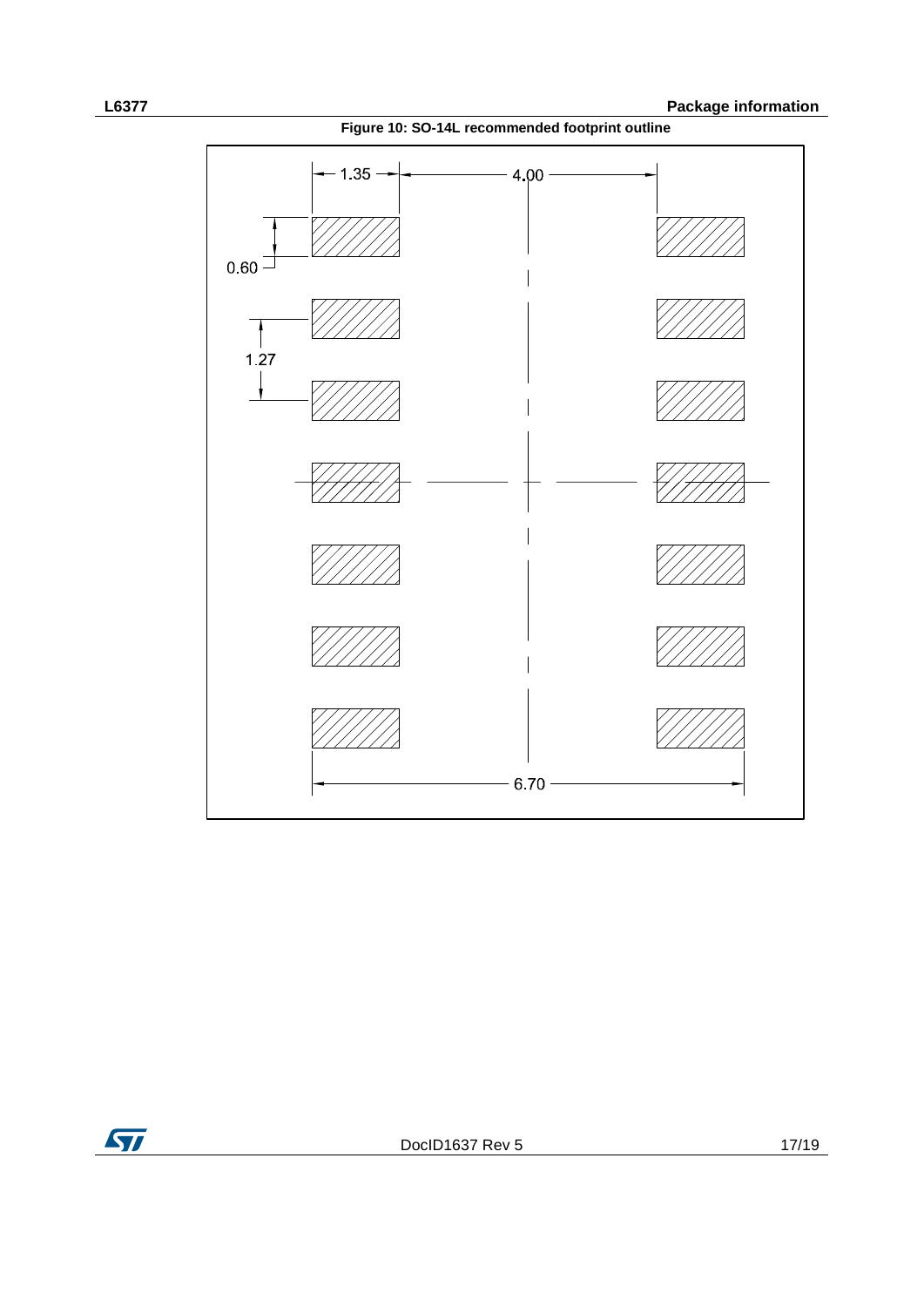Figure 10: SO-14L recommended footprint outline

1.35

4.00

0.60

1.27

6.70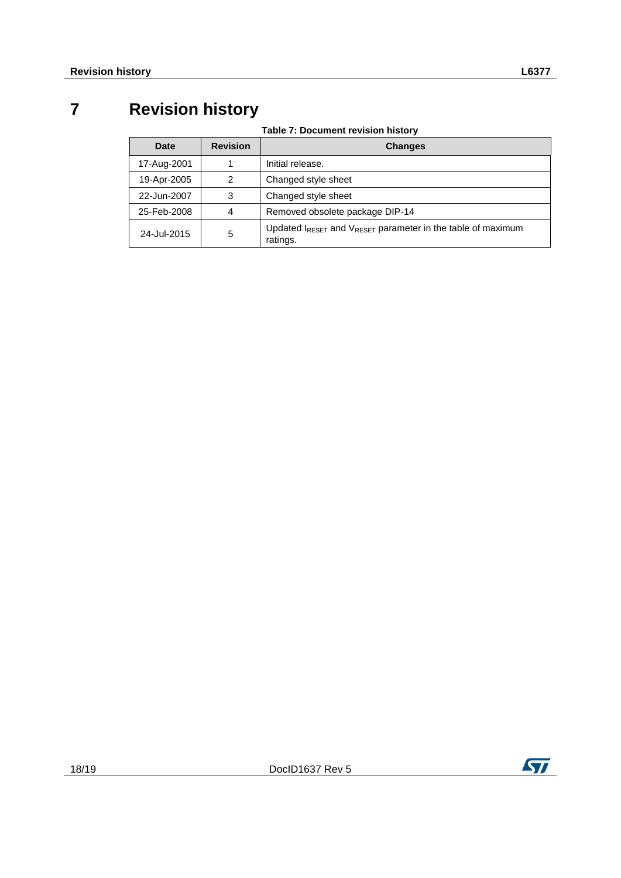# 7 Revision history

**Table 7: Document revision history**

| Date | Revision | Changes |
|---|---|---|
| 17-Aug-2001 | 1 | Initial release. |
| 19-Apr-2005 | 2 | Changed style sheet |
| 22-Jun-2007 | 3 | Changed style sheet |
| 25-Feb-2008 | 4 | Removed obsolete package DIP-14 |
| 24-Jul-2015 | 5 | Updated $I_{RESET}$ and $V_{RESET}$ parameter in the table of maximum ratings. |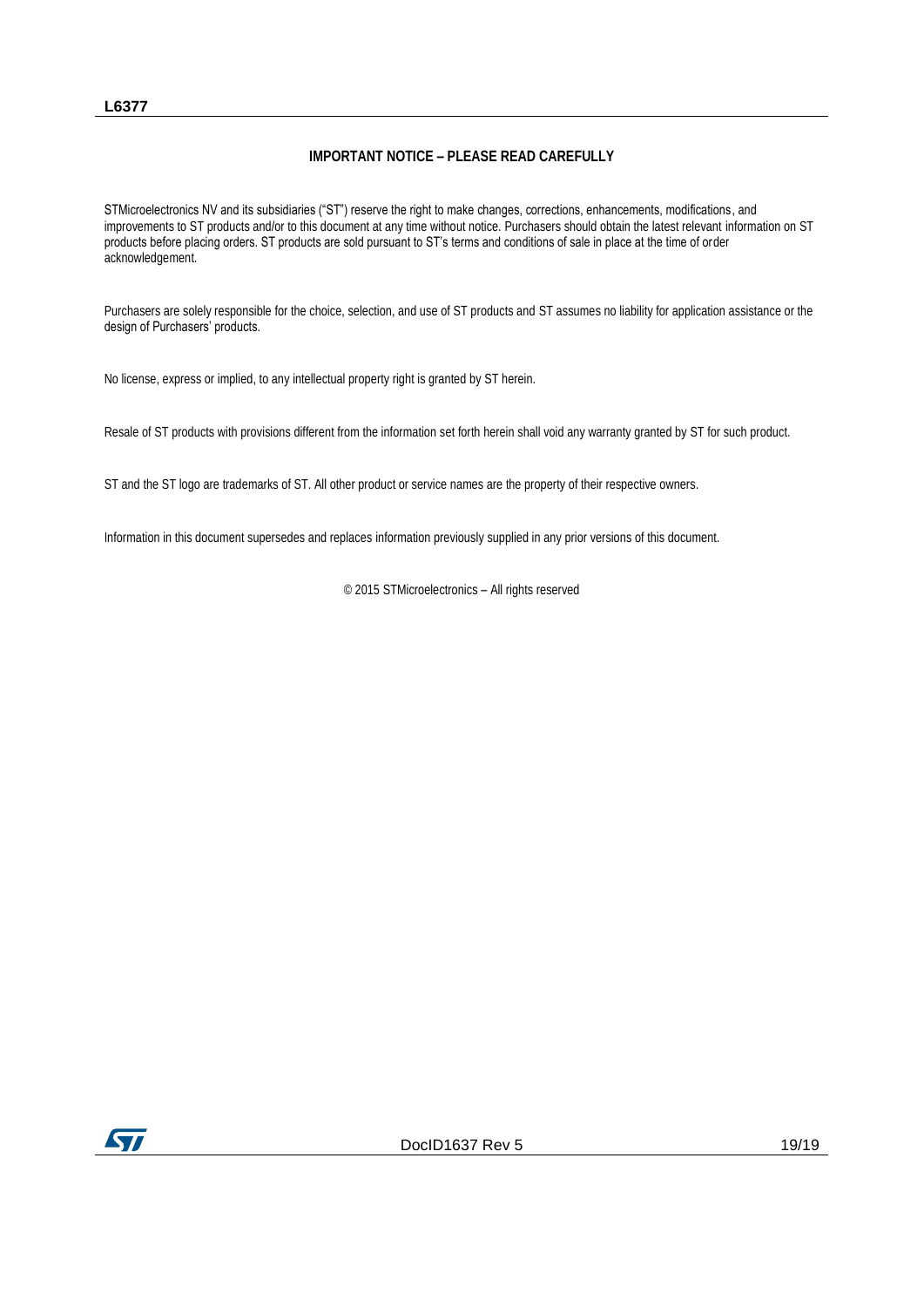**IMPORTANT NOTICE – PLEASE READ CAREFULLY**

STMicroelectronics NV and its subsidiaries ("ST") reserve the right to make changes, corrections, enhancements, modifications, and improvements to ST products and/or to this document at any time without notice. Purchasers should obtain the latest relevant information on ST products before placing orders. ST products are sold pursuant to ST's terms and conditions of sale in place at the time of order acknowledgement.

Purchasers are solely responsible for the choice, selection, and use of ST products and ST assumes no liability for application assistance or the design of Purchasers' products.

No license, express or implied, to any intellectual property right is granted by ST herein.

Resale of ST products with provisions different from the information set forth herein shall void any warranty granted by ST for such product.

ST and the ST logo are trademarks of ST. All other product or service names are the property of their respective owners.

Information in this document supersedes and replaces information previously supplied in any prior versions of this document.

© 2015 STMicroelectronics – All rights reserved